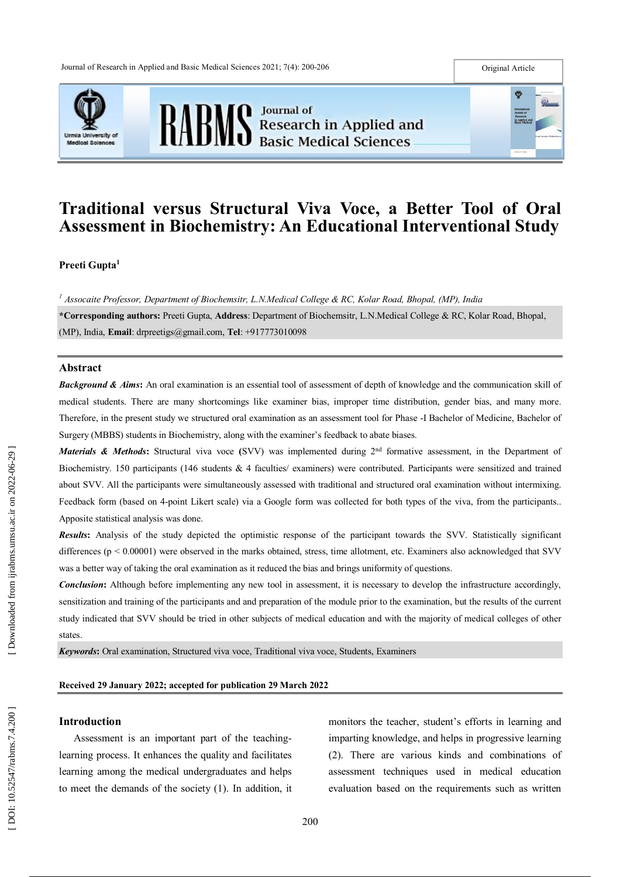# Traditional versus Structural Viva Voce, a Better Tool of Oral Assessment in Biochemistry: An Educational Interventional Study

**Preeti Gupta**[1]

[1] *Assocaite Professor, Department of Biochemsitr, L.N.Medical College & RC, Kolar Road, Bhopal, (MP), India*

**\*Corresponding authors:** Preeti Gupta, **Address**: Department of Biochemsitr, L.N.Medical College & RC, Kolar Road, Bhopal, (MP), India, **Email**: drpreetigs@gmail.com, **Tel**: +917773010098

## Abstract

***Background & Aims*:** An oral examination is an essential tool of assessment of depth of knowledge and the communication skill of medical students. There are many shortcomings like examiner bias, improper time distribution, gender bias, and many more. Therefore, in the present study we structured oral examination as an assessment tool for Phase -I Bachelor of Medicine, Bachelor of Surgery (MBBS) students in Biochemistry, along with the examiner's feedback to abate biases.

***Materials & Methods*:** Structural viva voce **(**SVV) was implemented during 2nd formative assessment, in the Department of Biochemistry. 150 participants (146 students & 4 faculties/ examiners) were contributed. Participants were sensitized and trained about SVV. All the participants were simultaneously assessed with traditional and structured oral examination without intermixing. Feedback form (based on 4-point Likert scale) via a Google form was collected for both types of the viva, from the participants.. Apposite statistical analysis was done.

***Results*:** Analysis of the study depicted the optimistic response of the participant towards the SVV. Statistically significant differences ($p < 0.00001$) were observed in the marks obtained, stress, time allotment, etc. Examiners also acknowledged that SVV was a better way of taking the oral examination as it reduced the bias and brings uniformity of questions.

***Conclusion*:** Although before implementing any new tool in assessment, it is necessary to develop the infrastructure accordingly, sensitization and training of the participants and and preparation of the module prior to the examination, but the results of the current study indicated that SVV should be tried in other subjects of medical education and with the majority of medical colleges of other states.

***Keywords*:** Oral examination, Structured viva voce, Traditional viva voce, Students, Examiners

**Received 29 January 2022; accepted for publication 29 March 2022**

## Introduction

Assessment is an important part of the teaching-learning process. It enhances the quality and facilitates learning among the medical undergraduates and helps to meet the demands of the society (1). In addition, it monitors the teacher, student's efforts in learning and imparting knowledge, and helps in progressive learning (2). There are various kinds and combinations of assessment techniques used in medical education evaluation based on the requirements such as written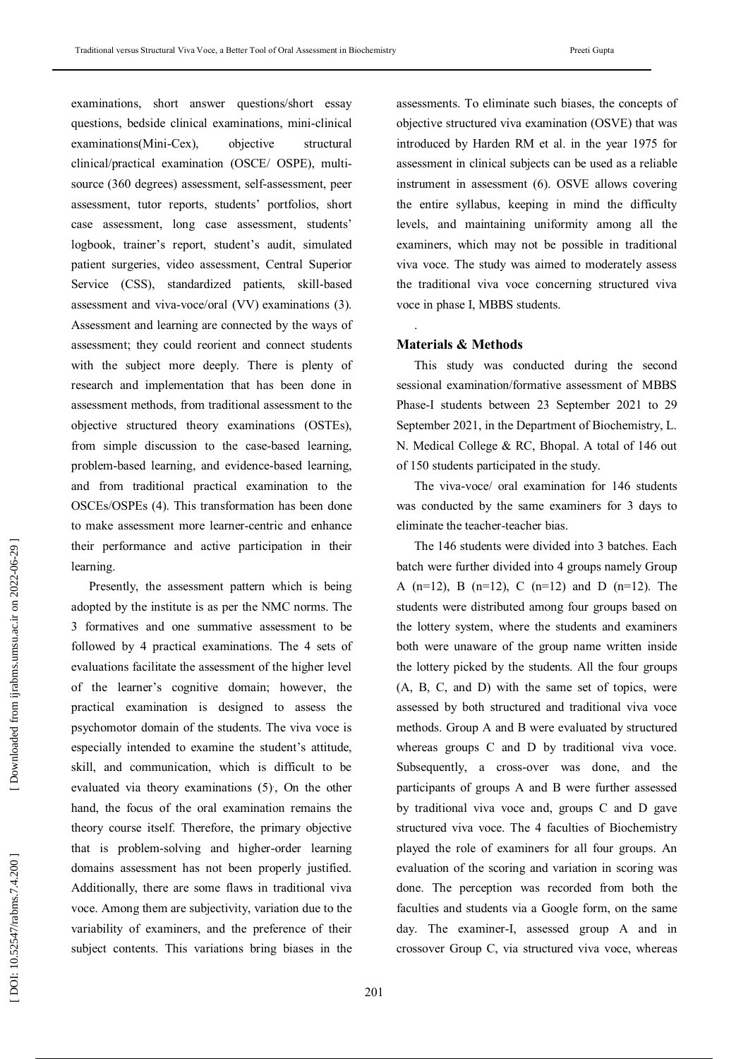examinations, short answer questions/short essay questions, bedside clinical examinations, mini-clinical examinations(Mini-Cex), objective structural clinical/practical examination (OSCE/ OSPE), multi-source (360 degrees) assessment, self-assessment, peer assessment, tutor reports, students' portfolios, short case assessment, long case assessment, students' logbook, trainer's report, student's audit, simulated patient surgeries, video assessment, Central Superior Service (CSS), standardized patients, skill-based assessment and viva-voce/oral (VV) examinations (3). Assessment and learning are connected by the ways of assessment; they could reorient and connect students with the subject more deeply. There is plenty of research and implementation that has been done in assessment methods, from traditional assessment to the objective structured theory examinations (OSTEs), from simple discussion to the case-based learning, problem-based learning, and evidence-based learning, and from traditional practical examination to the OSCEs/OSPEs (4). This transformation has been done to make assessment more learner-centric and enhance their performance and active participation in their learning.

Presently, the assessment pattern which is being adopted by the institute is as per the NMC norms. The 3 formatives and one summative assessment to be followed by 4 practical examinations. The 4 sets of evaluations facilitate the assessment of the higher level of the learner's cognitive domain; however, the practical examination is designed to assess the psychomotor domain of the students. The viva voce is especially intended to examine the student's attitude, skill, and communication, which is difficult to be evaluated via theory examinations (5)., On the other hand, the focus of the oral examination remains the theory course itself. Therefore, the primary objective that is problem-solving and higher-order learning domains assessment has not been properly justified. Additionally, there are some flaws in traditional viva voce. Among them are subjectivity, variation due to the variability of examiners, and the preference of their subject contents. This variations bring biases in the assessments. To eliminate such biases, the concepts of objective structured viva examination (OSVE) that was introduced by Harden RM et al. in the year 1975 for assessment in clinical subjects can be used as a reliable instrument in assessment (6). OSVE allows covering the entire syllabus, keeping in mind the difficulty levels, and maintaining uniformity among all the examiners, which may not be possible in traditional viva voce. The study was aimed to moderately assess the traditional viva voce concerning structured viva voce in phase I, MBBS students.

## Materials & Methods

This study was conducted during the second sessional examination/formative assessment of MBBS Phase-I students between 23 September 2021 to 29 September 2021, in the Department of Biochemistry, L. N. Medical College & RC, Bhopal. A total of 146 out of 150 students participated in the study.

The viva-voce/ oral examination for 146 students was conducted by the same examiners for 3 days to eliminate the teacher-teacher bias.

The 146 students were divided into 3 batches. Each batch were further divided into 4 groups namely Group A (n=12), B (n=12), C (n=12) and D (n=12). The students were distributed among four groups based on the lottery system, where the students and examiners both were unaware of the group name written inside the lottery picked by the students. All the four groups (A, B, C, and D) with the same set of topics, were assessed by both structured and traditional viva voce methods. Group A and B were evaluated by structured whereas groups C and D by traditional viva voce. Subsequently, a cross-over was done, and the participants of groups A and B were further assessed by traditional viva voce and, groups C and D gave structured viva voce. The 4 faculties of Biochemistry played the role of examiners for all four groups. An evaluation of the scoring and variation in scoring was done. The perception was recorded from both the faculties and students via a Google form, on the same day. The examiner-I, assessed group A and in crossover Group C, via structured viva voce, whereas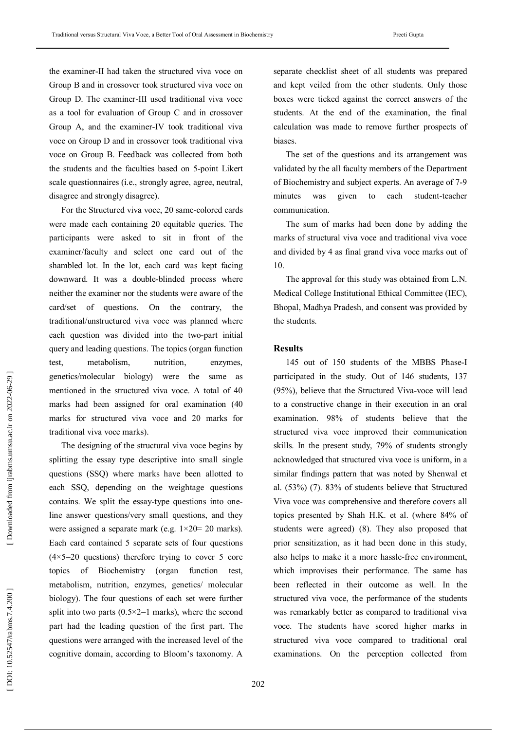the examiner-II had taken the structured viva voce on Group B and in crossover took structured viva voce on Group D. The examiner-III used traditional viva voce as a tool for evaluation of Group C and in crossover Group A, and the examiner-IV took traditional viva voce on Group D and in crossover took traditional viva voce on Group B. Feedback was collected from both the students and the faculties based on 5-point Likert scale questionnaires (i.e., strongly agree, agree, neutral, disagree and strongly disagree).

For the Structured viva voce, 20 same-colored cards were made each containing 20 equitable queries. The participants were asked to sit in front of the examiner/faculty and select one card out of the shambled lot. In the lot, each card was kept facing downward. It was a double-blinded process where neither the examiner nor the students were aware of the card/set of questions. On the contrary, the traditional/unstructured viva voce was planned where each question was divided into the two-part initial query and leading questions. The topics (organ function test, metabolism, nutrition, enzymes, genetics/molecular biology) were the same as mentioned in the structured viva voce. A total of 40 marks had been assigned for oral examination (40 marks for structured viva voce and 20 marks for traditional viva voce marks).

The designing of the structural viva voce begins by splitting the essay type descriptive into small single questions (SSQ) where marks have been allotted to each SSQ, depending on the weightage questions contains. We split the essay-type questions into one-line answer questions/very small questions, and they were assigned a separate mark (e.g. 1×20= 20 marks). Each card contained 5 separate sets of four questions (4×5=20 questions) therefore trying to cover 5 core topics of Biochemistry (organ function test, metabolism, nutrition, enzymes, genetics/ molecular biology). The four questions of each set were further split into two parts (0.5×2=1 marks), where the second part had the leading question of the first part. The questions were arranged with the increased level of the cognitive domain, according to Bloom's taxonomy. A separate checklist sheet of all students was prepared and kept veiled from the other students. Only those boxes were ticked against the correct answers of the students. At the end of the examination, the final calculation was made to remove further prospects of biases.

The set of the questions and its arrangement was validated by the all faculty members of the Department of Biochemistry and subject experts. An average of 7-9 minutes was given to each student-teacher communication.

The sum of marks had been done by adding the marks of structural viva voce and traditional viva voce and divided by 4 as final grand viva voce marks out of 10.

The approval for this study was obtained from L.N. Medical College Institutional Ethical Committee (IEC), Bhopal, Madhya Pradesh, and consent was provided by the students.

## Results

145 out of 150 students of the MBBS Phase-I participated in the study. Out of 146 students, 137 (95%), believe that the Structured Viva-voce will lead to a constructive change in their execution in an oral examination. 98% of students believe that the structured viva voce improved their communication skills. In the present study, 79% of students strongly acknowledged that structured viva voce is uniform, in a similar findings pattern that was noted by Shenwal et al. (53%) (7). 83% of students believe that Structured Viva voce was comprehensive and therefore covers all topics presented by Shah H.K. et al. (where 84% of students were agreed) (8). They also proposed that prior sensitization, as it had been done in this study, also helps to make it a more hassle-free environment, which improvises their performance. The same has been reflected in their outcome as well. In the structured viva voce, the performance of the students was remarkably better as compared to traditional viva voce. The students have scored higher marks in structured viva voce compared to traditional oral examinations. On the perception collected from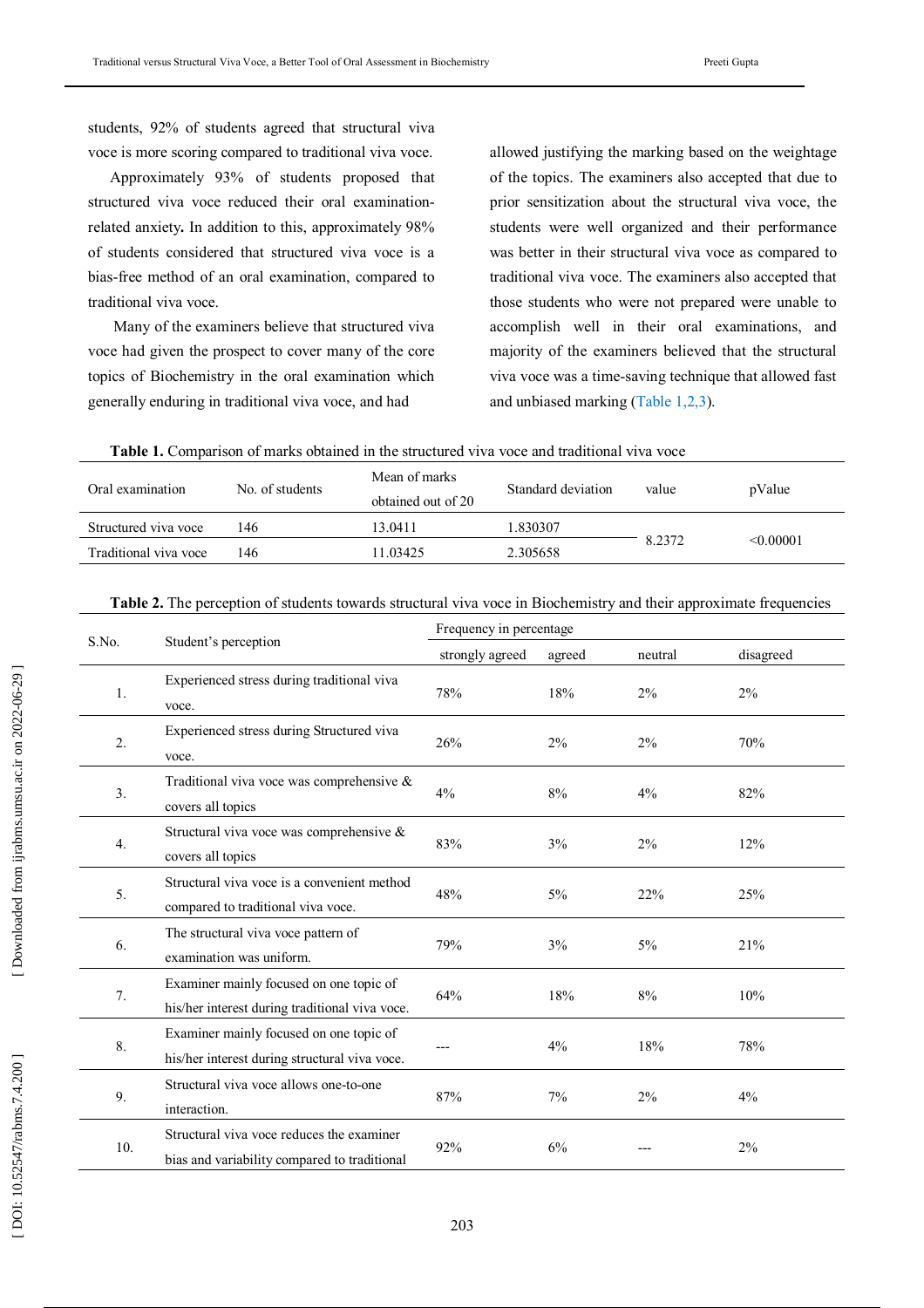students, 92% of students agreed that structural viva voce is more scoring compared to traditional viva voce.

Approximately 93% of students proposed that structured viva voce reduced their oral examination-related anxiety**.** In addition to this, approximately 98% of students considered that structured viva voce is a bias-free method of an oral examination, compared to traditional viva voce.

Many of the examiners believe that structured viva voce had given the prospect to cover many of the core topics of Biochemistry in the oral examination which generally enduring in traditional viva voce, and had allowed justifying the marking based on the weightage of the topics. The examiners also accepted that due to prior sensitization about the structural viva voce, the students were well organized and their performance was better in their structural viva voce as compared to traditional viva voce. The examiners also accepted that those students who were not prepared were unable to accomplish well in their oral examinations, and majority of the examiners believed that the structural viva voce was a time-saving technique that allowed fast and unbiased marking (Table 1,2,3).

**Table 1.** Comparison of marks obtained in the structured viva voce and traditional viva voce

| Oral examination | No. of students | Mean of marks obtained out of 20 | Standard deviation | value | pValue |
|---|---|---|---|---|---|
| Structured viva voce | 146 | 13.0411 | 1.830307 | 8.2372 | <0.00001 |
| Traditional viva voce | 146 | 11.03425 | 2.305658 | | |

**Table 2.** The perception of students towards structural viva voce in Biochemistry and their approximate frequencies

| S.No. | Student's perception | Frequency in percentage | | | |
|---|---|---|---|---|---|
| | | strongly agreed | agreed | neutral | disagreed |
| 1. | Experienced stress during traditional viva voce. | 78% | 18% | 2% | 2% |
| 2. | Experienced stress during Structured viva voce. | 26% | 2% | 2% | 70% |
| 3. | Traditional viva voce was comprehensive & covers all topics | 4% | 8% | 4% | 82% |
| 4. | Structural viva voce was comprehensive & covers all topics | 83% | 3% | 2% | 12% |
| 5. | Structural viva voce is a convenient method compared to traditional viva voce. | 48% | 5% | 22% | 25% |
| 6. | The structural viva voce pattern of examination was uniform. | 79% | 3% | 5% | 21% |
| 7. | Examiner mainly focused on one topic of his/her interest during traditional viva voce. | 64% | 18% | 8% | 10% |
| 8. | Examiner mainly focused on one topic of his/her interest during structural viva voce. | --- | 4% | 18% | 78% |
| 9. | Structural viva voce allows one-to-one interaction. | 87% | 7% | 2% | 4% |
| 10. | Structural viva voce reduces the examiner bias and variability compared to traditional | 92% | 6% | --- | 2% |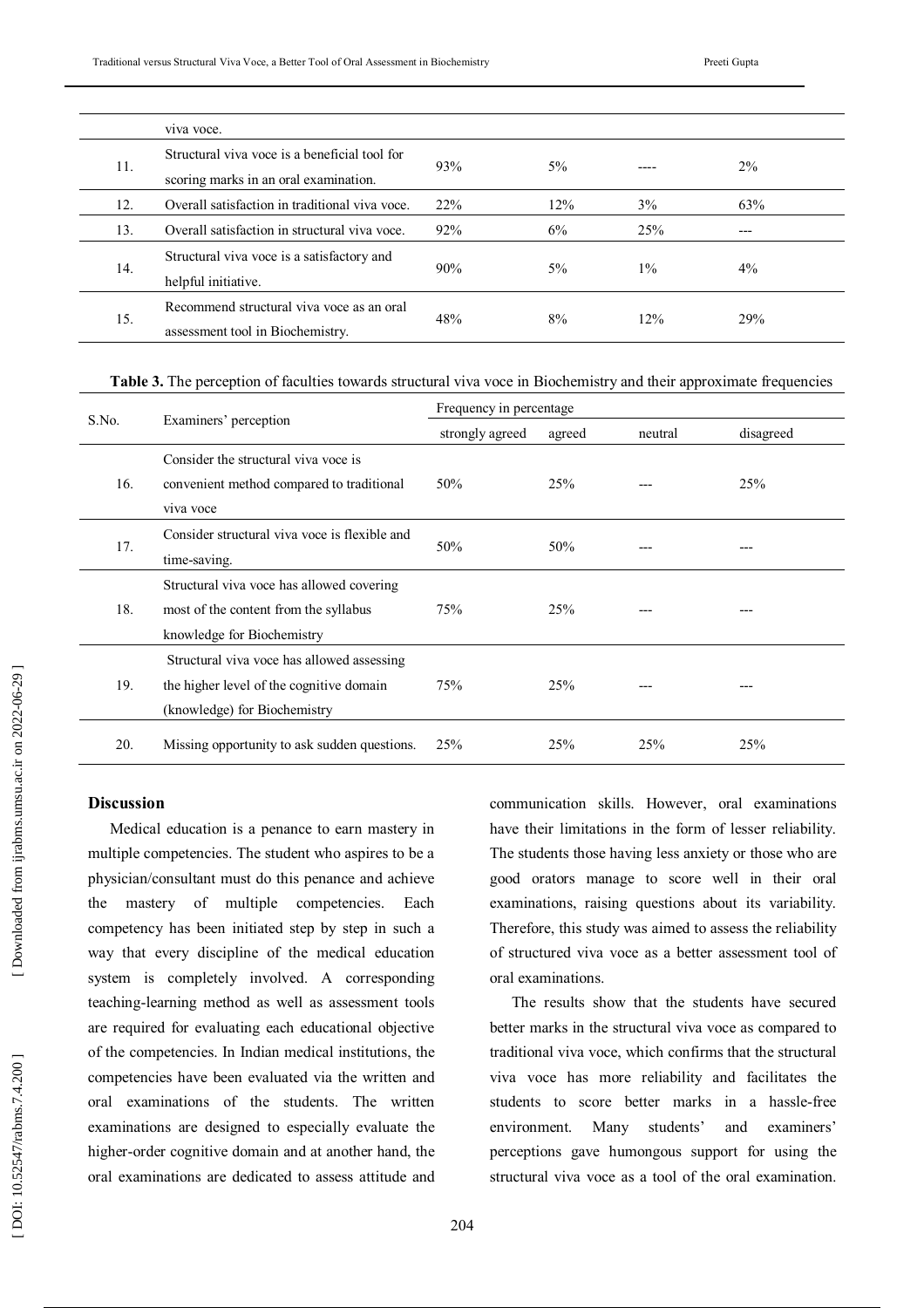| | viva voce. | | | | |
|---|---|---|---|---|---|
| 11. | Structural viva voce is a beneficial tool for scoring marks in an oral examination. | 93% | 5% | ---- | 2% |
| 12. | Overall satisfaction in traditional viva voce. | 22% | 12% | 3% | 63% |
| 13. | Overall satisfaction in structural viva voce. | 92% | 6% | 25% | --- |
| 14. | Structural viva voce is a satisfactory and helpful initiative. | 90% | 5% | 1% | 4% |
| 15. | Recommend structural viva voce as an oral assessment tool in Biochemistry. | 48% | 8% | 12% | 29% |

**Table 3.** The perception of faculties towards structural viva voce in Biochemistry and their approximate frequencies

| S.No. | Examiners' perception | Frequency in percentage | | | |
|---|---|---|---|---|---|
| | | strongly agreed | agreed | neutral | disagreed |
| 16. | Consider the structural viva voce is convenient method compared to traditional viva voce | 50% | 25% | --- | 25% |
| 17. | Consider structural viva voce is flexible and time-saving. | 50% | 50% | --- | --- |
| 18. | Structural viva voce has allowed covering most of the content from the syllabus knowledge for Biochemistry | 75% | 25% | --- | --- |
| 19. | Structural viva voce has allowed assessing the higher level of the cognitive domain (knowledge) for Biochemistry | 75% | 25% | --- | --- |
| 20. | Missing opportunity to ask sudden questions. | 25% | 25% | 25% | 25% |

## Discussion

Medical education is a penance to earn mastery in multiple competencies. The student who aspires to be a physician/consultant must do this penance and achieve the mastery of multiple competencies. Each competency has been initiated step by step in such a way that every discipline of the medical education system is completely involved. A corresponding teaching-learning method as well as assessment tools are required for evaluating each educational objective of the competencies. In Indian medical institutions, the competencies have been evaluated via the written and oral examinations of the students. The written examinations are designed to especially evaluate the higher-order cognitive domain and at another hand, the oral examinations are dedicated to assess attitude and communication skills. However, oral examinations have their limitations in the form of lesser reliability. The students those having less anxiety or those who are good orators manage to score well in their oral examinations, raising questions about its variability. Therefore, this study was aimed to assess the reliability of structured viva voce as a better assessment tool of oral examinations.

The results show that the students have secured better marks in the structural viva voce as compared to traditional viva voce, which confirms that the structural viva voce has more reliability and facilitates the students to score better marks in a hassle-free environment. Many students' and examiners' perceptions gave humongous support for using the structural viva voce as a tool of the oral examination.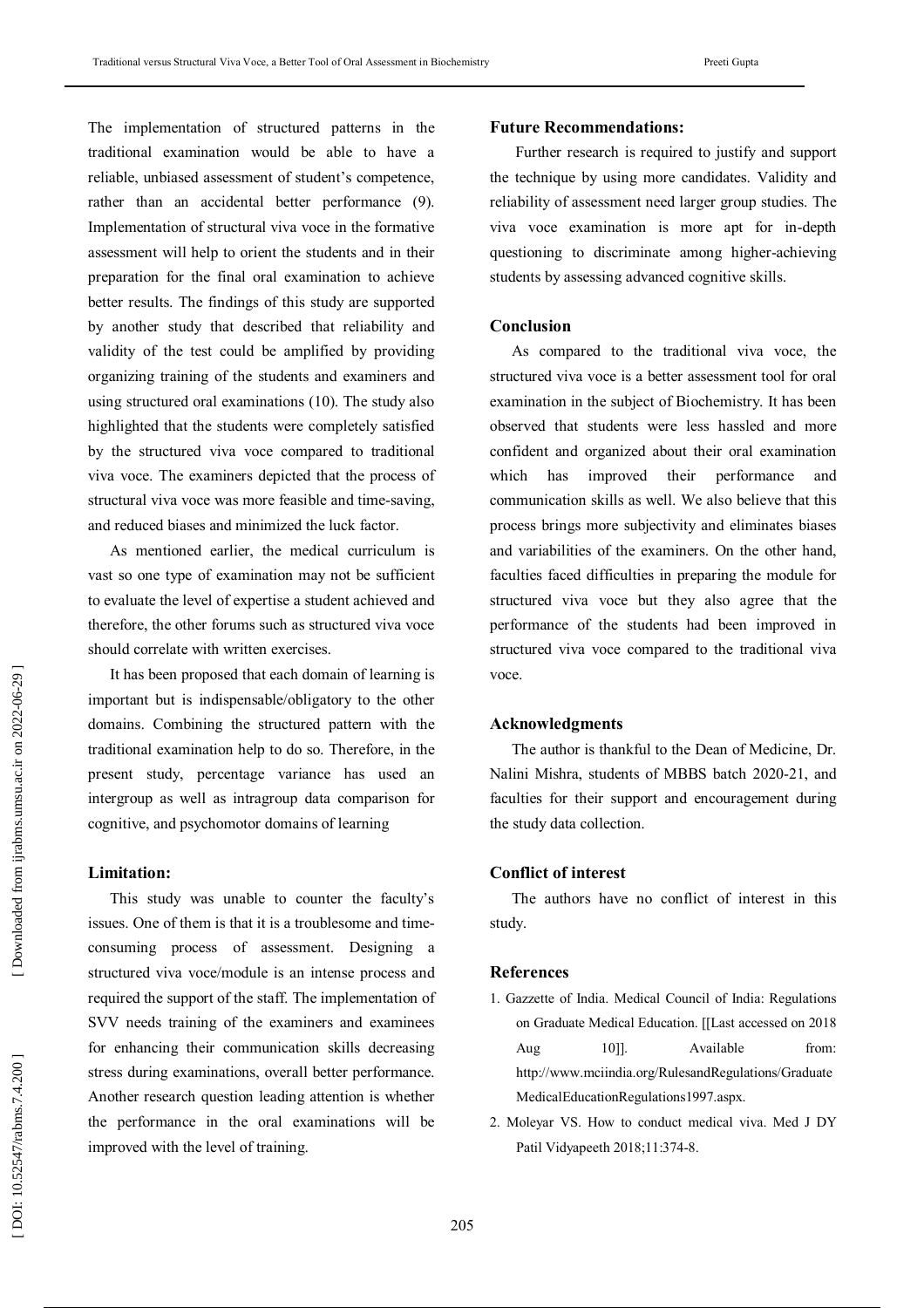The implementation of structured patterns in the traditional examination would be able to have a reliable, unbiased assessment of student's competence, rather than an accidental better performance (9). Implementation of structural viva voce in the formative assessment will help to orient the students and in their preparation for the final oral examination to achieve better results. The findings of this study are supported by another study that described that reliability and validity of the test could be amplified by providing organizing training of the students and examiners and using structured oral examinations (10). The study also highlighted that the students were completely satisfied by the structured viva voce compared to traditional viva voce. The examiners depicted that the process of structural viva voce was more feasible and time-saving, and reduced biases and minimized the luck factor.

As mentioned earlier, the medical curriculum is vast so one type of examination may not be sufficient to evaluate the level of expertise a student achieved and therefore, the other forums such as structured viva voce should correlate with written exercises.

It has been proposed that each domain of learning is important but is indispensable/obligatory to the other domains. Combining the structured pattern with the traditional examination help to do so. Therefore, in the present study, percentage variance has used an intergroup as well as intragroup data comparison for cognitive, and psychomotor domains of learning

### Limitation:

This study was unable to counter the faculty's issues. One of them is that it is a troublesome and time-consuming process of assessment. Designing a structured viva voce/module is an intense process and required the support of the staff. The implementation of SVV needs training of the examiners and examinees for enhancing their communication skills decreasing stress during examinations, overall better performance. Another research question leading attention is whether the performance in the oral examinations will be improved with the level of training.

### Future Recommendations:

Further research is required to justify and support the technique by using more candidates. Validity and reliability of assessment need larger group studies. The viva voce examination is more apt for in-depth questioning to discriminate among higher-achieving students by assessing advanced cognitive skills.

### Conclusion

As compared to the traditional viva voce, the structured viva voce is a better assessment tool for oral examination in the subject of Biochemistry. It has been observed that students were less hassled and more confident and organized about their oral examination which has improved their performance and communication skills as well. We also believe that this process brings more subjectivity and eliminates biases and variabilities of the examiners. On the other hand, faculties faced difficulties in preparing the module for structured viva voce but they also agree that the performance of the students had been improved in structured viva voce compared to the traditional viva voce.

### Acknowledgments

The author is thankful to the Dean of Medicine, Dr. Nalini Mishra, students of MBBS batch 2020-21, and faculties for their support and encouragement during the study data collection.

### Conflict of interest

The authors have no conflict of interest in this study.

### References

1. Gazzette of India. Medical Council of India: Regulations on Graduate Medical Education. [[Last accessed on 2018 Aug 10]]. Available from: http://www.mciindia.org/RulesandRegulations/GraduateMedicalEducationRegulations1997.aspx.
2. Moleyar VS. How to conduct medical viva. Med J DY Patil Vidyapeeth 2018;11:374-8.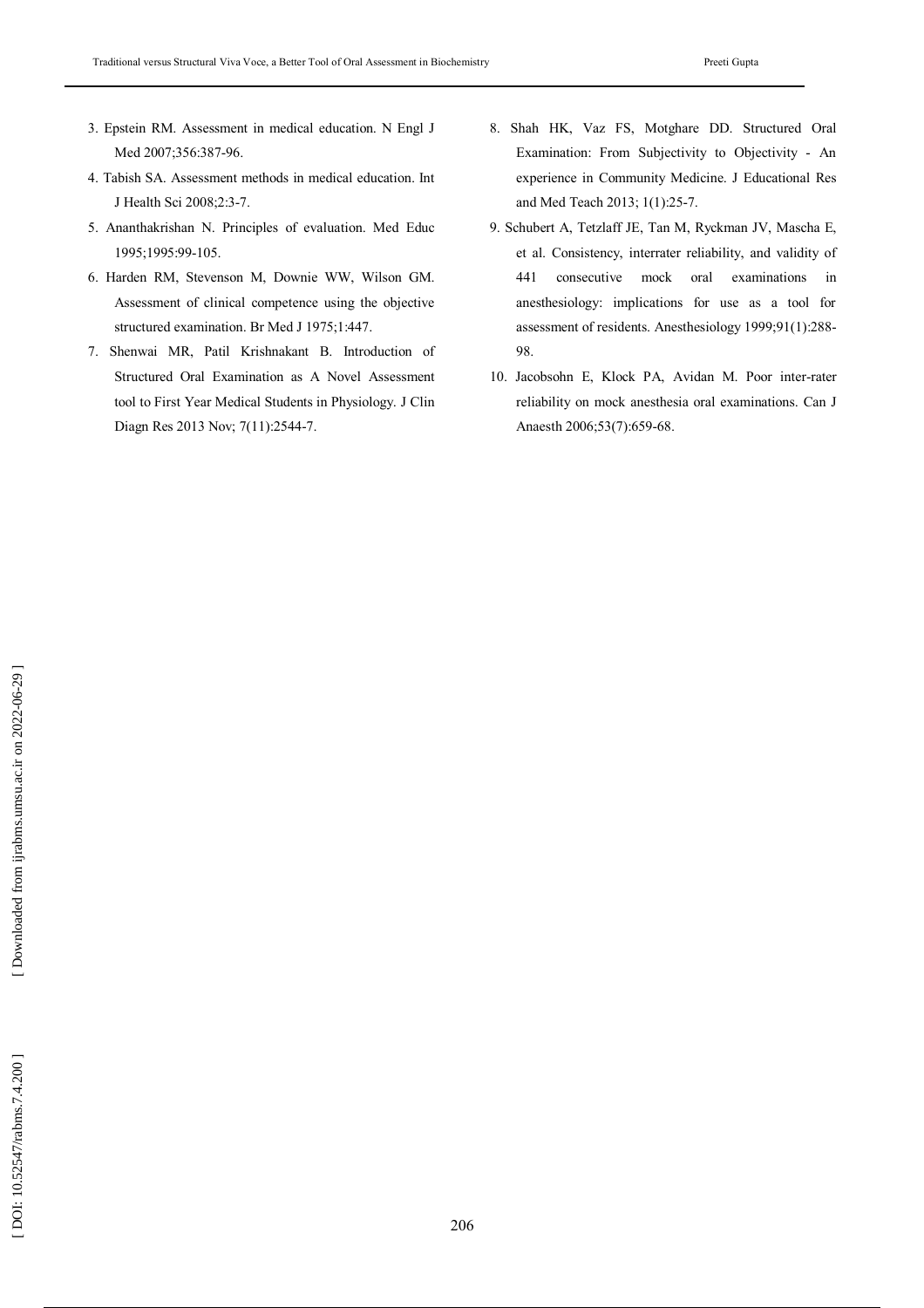3. Epstein RM. Assessment in medical education. N Engl J Med 2007;356:387-96.
4. Tabish SA. Assessment methods in medical education. Int J Health Sci 2008;2:3-7.
5. Ananthakrishan N. Principles of evaluation. Med Educ 1995;1995:99-105.
6. Harden RM, Stevenson M, Downie WW, Wilson GM. Assessment of clinical competence using the objective structured examination. Br Med J 1975;1:447.
7. Shenwai MR, Patil Krishnakant B. Introduction of Structured Oral Examination as A Novel Assessment tool to First Year Medical Students in Physiology. J Clin Diagn Res 2013 Nov; 7(11):2544-7.
8. Shah HK, Vaz FS, Motghare DD. Structured Oral Examination: From Subjectivity to Objectivity - An experience in Community Medicine. J Educational Res and Med Teach 2013; 1(1):25-7.
9. Schubert A, Tetzlaff JE, Tan M, Ryckman JV, Mascha E, et al. Consistency, interrater reliability, and validity of 441 consecutive mock oral examinations in anesthesiology: implications for use as a tool for assessment of residents. Anesthesiology 1999;91(1):288-98.
10. Jacobsohn E, Klock PA, Avidan M. Poor inter-rater reliability on mock anesthesia oral examinations. Can J Anaesth 2006;53(7):659-68.